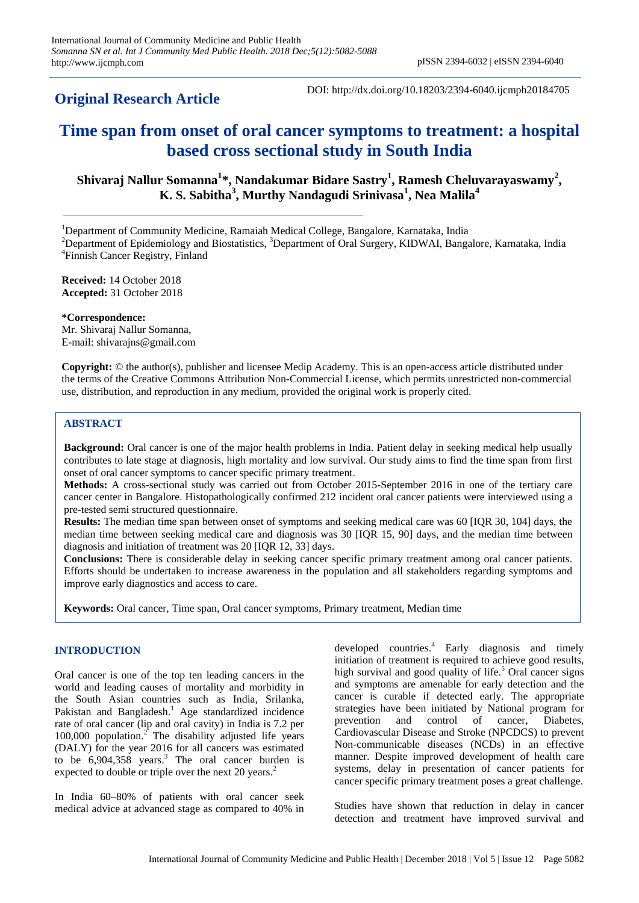**Original Research Article**

DOI: http://dx.doi.org/10.18203/2394-6040.ijcmph20184705

# Time span from onset of oral cancer symptoms to treatment: a hospital based cross sectional study in South India

**Shivaraj Nallur Somanna[1]\*, Nandakumar Bidare Sastry[1], Ramesh Cheluvarayaswamy[2], K. S. Sabitha[3], Murthy Nandagudi Srinivasa[1], Nea Malila[4]**

[1]Department of Community Medicine, Ramaiah Medical College, Bangalore, Karnataka, India
[2]Department of Epidemiology and Biostatistics, [3]Department of Oral Surgery, KIDWAI, Bangalore, Karnataka, India
[4]Finnish Cancer Registry, Finland

**Received:** 14 October 2018
**Accepted:** 31 October 2018

**\*Correspondence:**
Mr. Shivaraj Nallur Somanna,
E-mail: shivarajns@gmail.com

**Copyright:** © the author(s), publisher and licensee Medip Academy. This is an open-access article distributed under the terms of the Creative Commons Attribution Non-Commercial License, which permits unrestricted non-commercial use, distribution, and reproduction in any medium, provided the original work is properly cited.

## ABSTRACT

**Background:** Oral cancer is one of the major health problems in India. Patient delay in seeking medical help usually contributes to late stage at diagnosis, high mortality and low survival. Our study aims to find the time span from first onset of oral cancer symptoms to cancer specific primary treatment.

**Methods:** A cross-sectional study was carried out from October 2015-September 2016 in one of the tertiary care cancer center in Bangalore. Histopathologically confirmed 212 incident oral cancer patients were interviewed using a pre-tested semi structured questionnaire.

**Results:** The median time span between onset of symptoms and seeking medical care was 60 [IQR 30, 104] days, the median time between seeking medical care and diagnosis was 30 [IQR 15, 90] days, and the median time between diagnosis and initiation of treatment was 20 [IQR 12, 33] days.

**Conclusions:** There is considerable delay in seeking cancer specific primary treatment among oral cancer patients. Efforts should be undertaken to increase awareness in the population and all stakeholders regarding symptoms and improve early diagnostics and access to care.

**Keywords:** Oral cancer, Time span, Oral cancer symptoms, Primary treatment, Median time

## INTRODUCTION

Oral cancer is one of the top ten leading cancers in the world and leading causes of mortality and morbidity in the South Asian countries such as India, Srilanka, Pakistan and Bangladesh.[1] Age standardized incidence rate of oral cancer (lip and oral cavity) in India is 7.2 per 100,000 population.[2] The disability adjusted life years (DALY) for the year 2016 for all cancers was estimated to be 6,904,358 years.[3] The oral cancer burden is expected to double or triple over the next 20 years.[2]

In India 60–80% of patients with oral cancer seek medical advice at advanced stage as compared to 40% in developed countries.[4] Early diagnosis and timely initiation of treatment is required to achieve good results, high survival and good quality of life.[5] Oral cancer signs and symptoms are amenable for early detection and the cancer is curable if detected early. The appropriate strategies have been initiated by National program for prevention and control of cancer, Diabetes, Cardiovascular Disease and Stroke (NPCDCS) to prevent Non-communicable diseases (NCDs) in an effective manner. Despite improved development of health care systems, delay in presentation of cancer patients for cancer specific primary treatment poses a great challenge.

Studies have shown that reduction in delay in cancer detection and treatment have improved survival and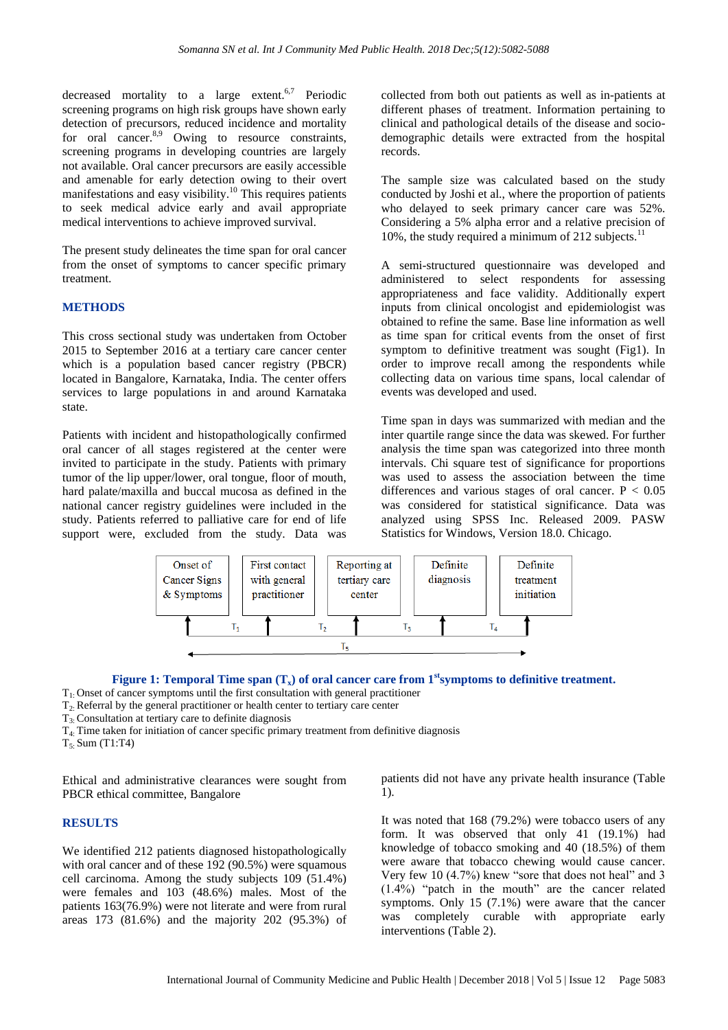decreased mortality to a large extent.[6,7] Periodic screening programs on high risk groups have shown early detection of precursors, reduced incidence and mortality for oral cancer.[8,9] Owing to resource constraints, screening programs in developing countries are largely not available. Oral cancer precursors are easily accessible and amenable for early detection owing to their overt manifestations and easy visibility.[10] This requires patients to seek medical advice early and avail appropriate medical interventions to achieve improved survival.

The present study delineates the time span for oral cancer from the onset of symptoms to cancer specific primary treatment.

## METHODS

This cross sectional study was undertaken from October 2015 to September 2016 at a tertiary care cancer center which is a population based cancer registry (PBCR) located in Bangalore, Karnataka, India. The center offers services to large populations in and around Karnataka state.

Patients with incident and histopathologically confirmed oral cancer of all stages registered at the center were invited to participate in the study. Patients with primary tumor of the lip upper/lower, oral tongue, floor of mouth, hard palate/maxilla and buccal mucosa as defined in the national cancer registry guidelines were included in the study. Patients referred to palliative care for end of life support were, excluded from the study. Data was collected from both out patients as well as in-patients at different phases of treatment. Information pertaining to clinical and pathological details of the disease and socio-demographic details were extracted from the hospital records.

The sample size was calculated based on the study conducted by Joshi et al., where the proportion of patients who delayed to seek primary cancer care was 52%. Considering a 5% alpha error and a relative precision of 10%, the study required a minimum of 212 subjects.[11]

A semi-structured questionnaire was developed and administered to select respondents for assessing appropriateness and face validity. Additionally expert inputs from clinical oncologist and epidemiologist was obtained to refine the same. Base line information as well as time span for critical events from the onset of first symptom to definitive treatment was sought (Fig1). In order to improve recall among the respondents while collecting data on various time spans, local calendar of events was developed and used.

Time span in days was summarized with median and the inter quartile range since the data was skewed. For further analysis the time span was categorized into three month intervals. Chi square test of significance for proportions was used to assess the association between the time differences and various stages of oral cancer. $P < 0.05$ was considered for statistical significance. Data was analyzed using SPSS Inc. Released 2009. PASW Statistics for Windows, Version 18.0. Chicago.

Onset of Cancer Signs & Symptoms → First contact with general practitioner → Reporting at tertiary care center → Definite diagnosis → Definite treatment initiation

$T_1$ | $T_2$ | $T_3$ | $T_4$ | $T_5$

**Figure 1: Temporal Time span ($T_x$) of oral cancer care from 1st symptoms to definitive treatment.**

$T_1$: Onset of cancer symptoms until the first consultation with general practitioner
$T_2$: Referral by the general practitioner or health center to tertiary care center
$T_3$: Consultation at tertiary care to definite diagnosis
$T_4$: Time taken for initiation of cancer specific primary treatment from definitive diagnosis
$T_5$: Sum (T1:T4)

Ethical and administrative clearances were sought from PBCR ethical committee, Bangalore

## RESULTS

We identified 212 patients diagnosed histopathologically with oral cancer and of these 192 (90.5%) were squamous cell carcinoma. Among the study subjects 109 (51.4%) were females and 103 (48.6%) males. Most of the patients 163(76.9%) were not literate and were from rural areas 173 (81.6%) and the majority 202 (95.3%) of patients did not have any private health insurance (Table 1).

It was noted that 168 (79.2%) were tobacco users of any form. It was observed that only 41 (19.1%) had knowledge of tobacco smoking and 40 (18.5%) of them were aware that tobacco chewing would cause cancer. Very few 10 (4.7%) knew "sore that does not heal" and 3 (1.4%) "patch in the mouth" are the cancer related symptoms. Only 15 (7.1%) were aware that the cancer was completely curable with appropriate early interventions (Table 2).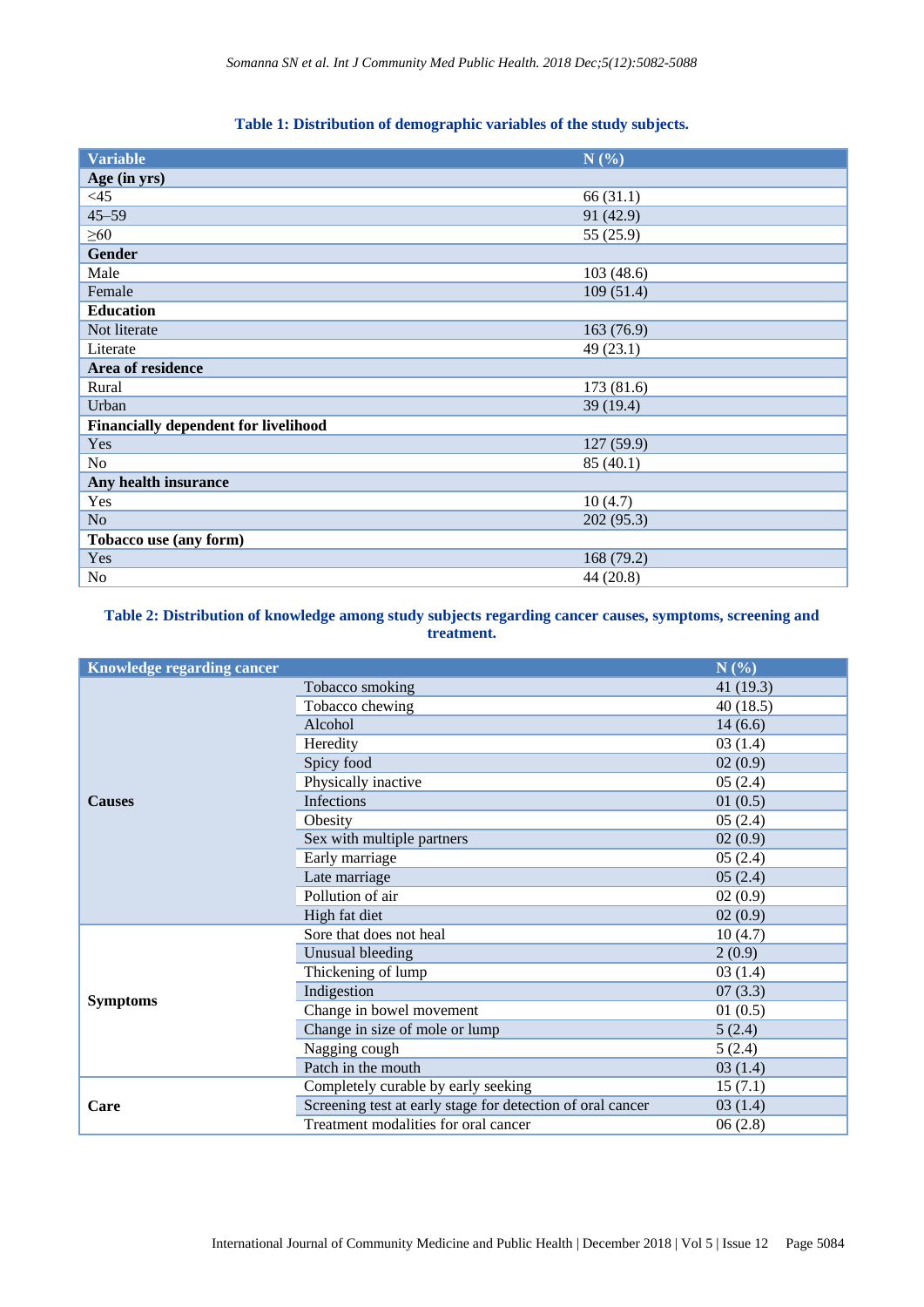**Table 1: Distribution of demographic variables of the study subjects.**

| Variable | N (%) |
|---|---|
| **Age (in yrs)** | |
| <45 | 66 (31.1) |
| 45–59 | 91 (42.9) |
| ≥60 | 55 (25.9) |
| **Gender** | |
| Male | 103 (48.6) |
| Female | 109 (51.4) |
| **Education** | |
| Not literate | 163 (76.9) |
| Literate | 49 (23.1) |
| **Area of residence** | |
| Rural | 173 (81.6) |
| Urban | 39 (19.4) |
| **Financially dependent for livelihood** | |
| Yes | 127 (59.9) |
| No | 85 (40.1) |
| **Any health insurance** | |
| Yes | 10 (4.7) |
| No | 202 (95.3) |
| **Tobacco use (any form)** | |
| Yes | 168 (79.2) |
| No | 44 (20.8) |

**Table 2: Distribution of knowledge among study subjects regarding cancer causes, symptoms, screening and treatment.**

| Knowledge regarding cancer | | N (%) |
|---|---|---|
| **Causes** | Tobacco smoking | 41 (19.3) |
| | Tobacco chewing | 40 (18.5) |
| | Alcohol | 14 (6.6) |
| | Heredity | 03 (1.4) |
| | Spicy food | 02 (0.9) |
| | Physically inactive | 05 (2.4) |
| | Infections | 01 (0.5) |
| | Obesity | 05 (2.4) |
| | Sex with multiple partners | 02 (0.9) |
| | Early marriage | 05 (2.4) |
| | Late marriage | 05 (2.4) |
| | Pollution of air | 02 (0.9) |
| | High fat diet | 02 (0.9) |
| **Symptoms** | Sore that does not heal | 10 (4.7) |
| | Unusual bleeding | 2 (0.9) |
| | Thickening of lump | 03 (1.4) |
| | Indigestion | 07 (3.3) |
| | Change in bowel movement | 01 (0.5) |
| | Change in size of mole or lump | 5 (2.4) |
| | Nagging cough | 5 (2.4) |
| | Patch in the mouth | 03 (1.4) |
| **Care** | Completely curable by early seeking | 15 (7.1) |
| | Screening test at early stage for detection of oral cancer | 03 (1.4) |
| | Treatment modalities for oral cancer | 06 (2.8) |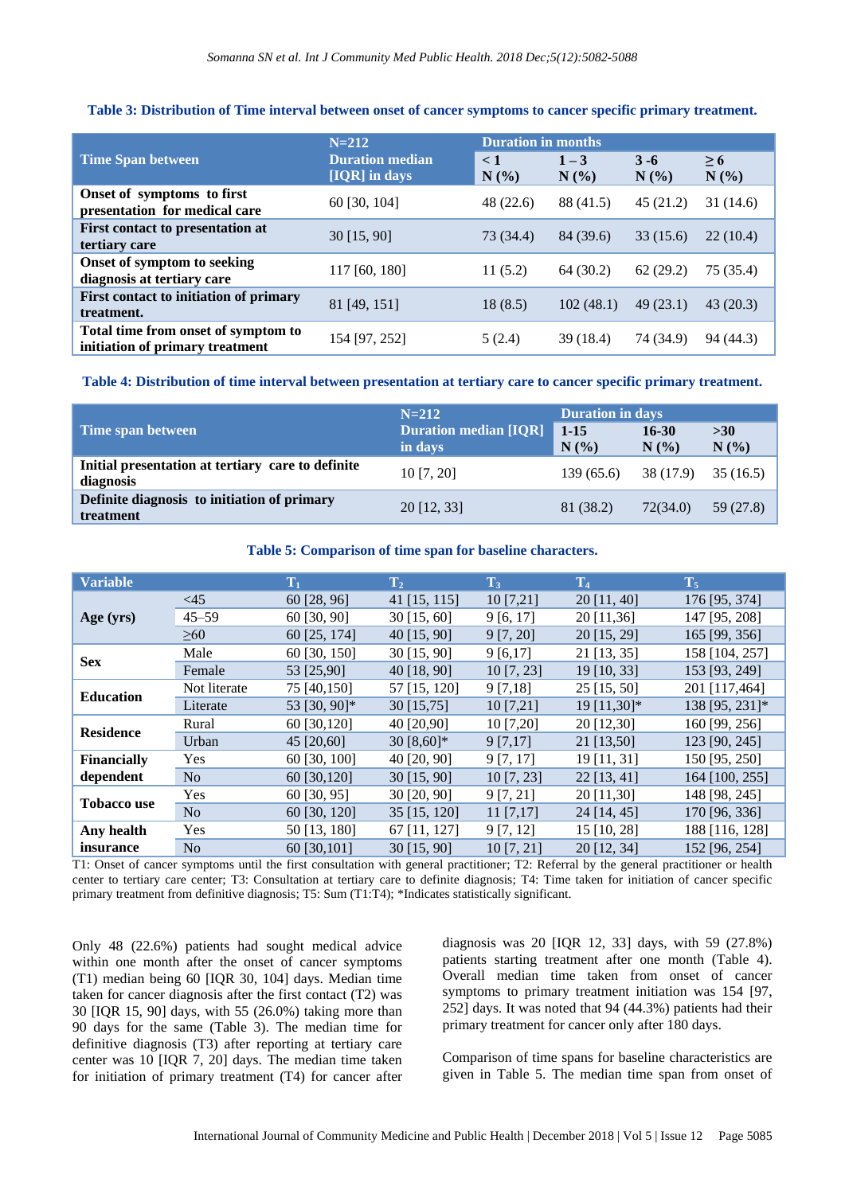**Table 3: Distribution of Time interval between onset of cancer symptoms to cancer specific primary treatment.**

| Time Span between | N=212 Duration median [IQR] in days | Duration in months | | | |
|---|---|---|---|---|---|
| | | < 1 N (%) | 1 – 3 N (%) | 3 -6 N (%) | ≥ 6 N (%) |
| Onset of symptoms to first presentation for medical care | 60 [30, 104] | 48 (22.6) | 88 (41.5) | 45 (21.2) | 31 (14.6) |
| First contact to presentation at tertiary care | 30 [15, 90] | 73 (34.4) | 84 (39.6) | 33 (15.6) | 22 (10.4) |
| Onset of symptom to seeking diagnosis at tertiary care | 117 [60, 180] | 11 (5.2) | 64 (30.2) | 62 (29.2) | 75 (35.4) |
| First contact to initiation of primary treatment. | 81 [49, 151] | 18 (8.5) | 102 (48.1) | 49 (23.1) | 43 (20.3) |
| Total time from onset of symptom to initiation of primary treatment | 154 [97, 252] | 5 (2.4) | 39 (18.4) | 74 (34.9) | 94 (44.3) |

**Table 4: Distribution of time interval between presentation at tertiary care to cancer specific primary treatment.**

| Time span between | N=212 Duration median [IQR] in days | Duration in days | | |
|---|---|---|---|---|
| | | 1-15 N (%) | 16-30 N (%) | >30 N (%) |
| Initial presentation at tertiary care to definite diagnosis | 10 [7, 20] | 139 (65.6) | 38 (17.9) | 35 (16.5) |
| Definite diagnosis to initiation of primary treatment | 20 [12, 33] | 81 (38.2) | 72(34.0) | 59 (27.8) |

**Table 5: Comparison of time span for baseline characters.**

| Variable | | $T_1$ | $T_2$ | $T_3$ | $T_4$ | $T_5$ |
|---|---|---|---|---|---|---|
| Age (yrs) | <45 | 60 [28, 96] | 41 [15, 115] | 10 [7,21] | 20 [11, 40] | 176 [95, 374] |
| | 45–59 | 60 [30, 90] | 30 [15, 60] | 9 [6, 17] | 20 [11,36] | 147 [95, 208] |
| | ≥60 | 60 [25, 174] | 40 [15, 90] | 9 [7, 20] | 20 [15, 29] | 165 [99, 356] |
| Sex | Male | 60 [30, 150] | 30 [15, 90] | 9 [6,17] | 21 [13, 35] | 158 [104, 257] |
| | Female | 53 [25,90] | 40 [18, 90] | 10 [7, 23] | 19 [10, 33] | 153 [93, 249] |
| Education | Not literate | 75 [40,150] | 57 [15, 120] | 9 [7,18] | 25 [15, 50] | 201 [117,464] |
| | Literate | 53 [30, 90]* | 30 [15,75] | 10 [7,21] | 19 [11,30]* | 138 [95, 231]* |
| Residence | Rural | 60 [30,120] | 40 [20,90] | 10 [7,20] | 20 [12,30] | 160 [99, 256] |
| | Urban | 45 [20,60] | 30 [8,60]* | 9 [7,17] | 21 [13,50] | 123 [90, 245] |
| Financially dependent | Yes | 60 [30, 100] | 40 [20, 90] | 9 [7, 17] | 19 [11, 31] | 150 [95, 250] |
| | No | 60 [30,120] | 30 [15, 90] | 10 [7, 23] | 22 [13, 41] | 164 [100, 255] |
| Tobacco use | Yes | 60 [30, 95] | 30 [20, 90] | 9 [7, 21] | 20 [11,30] | 148 [98, 245] |
| | No | 60 [30, 120] | 35 [15, 120] | 11 [7,17] | 24 [14, 45] | 170 [96, 336] |
| Any health insurance | Yes | 50 [13, 180] | 67 [11, 127] | 9 [7, 12] | 15 [10, 28] | 188 [116, 128] |
| | No | 60 [30,101] | 30 [15, 90] | 10 [7, 21] | 20 [12, 34] | 152 [96, 254] |

T1: Onset of cancer symptoms until the first consultation with general practitioner; T2: Referral by the general practitioner or health center to tertiary care center; T3: Consultation at tertiary care to definite diagnosis; T4: Time taken for initiation of cancer specific primary treatment from definitive diagnosis; T5: Sum (T1:T4); *Indicates statistically significant.

Only 48 (22.6%) patients had sought medical advice within one month after the onset of cancer symptoms (T1) median being 60 [IQR 30, 104] days. Median time taken for cancer diagnosis after the first contact (T2) was 30 [IQR 15, 90] days, with 55 (26.0%) taking more than 90 days for the same (Table 3). The median time for definitive diagnosis (T3) after reporting at tertiary care center was 10 [IQR 7, 20] days. The median time taken for initiation of primary treatment (T4) for cancer after diagnosis was 20 [IQR 12, 33] days, with 59 (27.8%) patients starting treatment after one month (Table 4). Overall median time taken from onset of cancer symptoms to primary treatment initiation was 154 [97, 252] days. It was noted that 94 (44.3%) patients had their primary treatment for cancer only after 180 days.

Comparison of time spans for baseline characteristics are given in Table 5. The median time span from onset of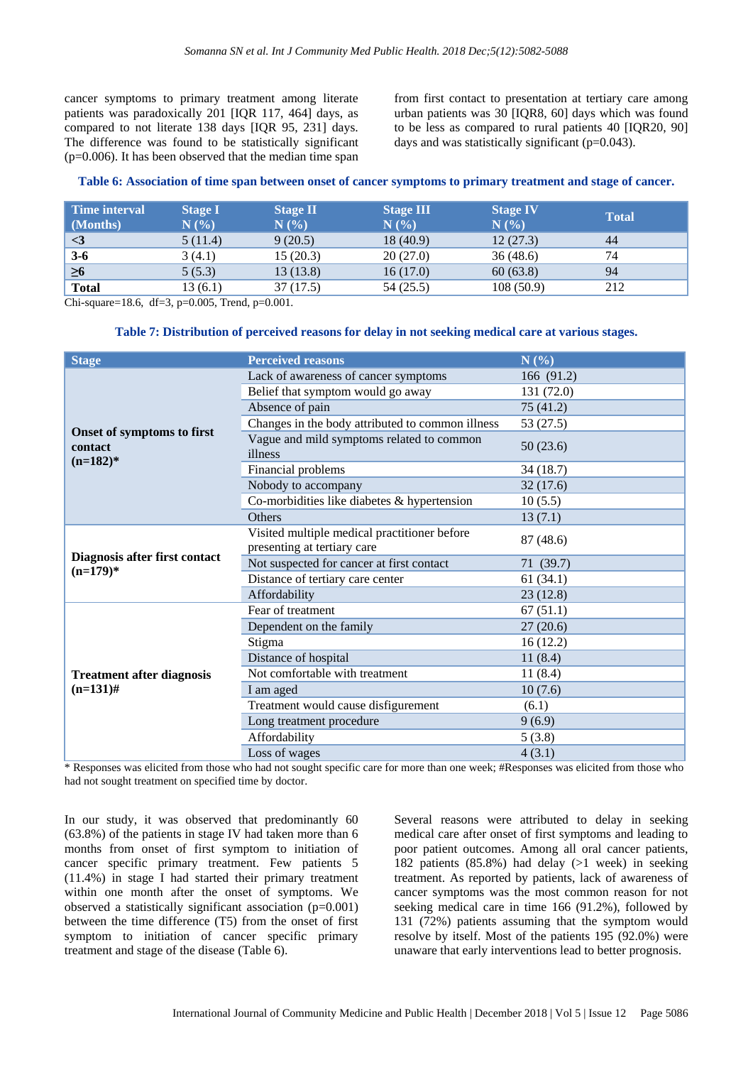cancer symptoms to primary treatment among literate patients was paradoxically 201 [IQR 117, 464] days, as compared to not literate 138 days [IQR 95, 231] days. The difference was found to be statistically significant (p=0.006). It has been observed that the median time span from first contact to presentation at tertiary care among urban patients was 30 [IQR8, 60] days which was found to be less as compared to rural patients 40 [IQR20, 90] days and was statistically significant (p=0.043).

**Table 6: Association of time span between onset of cancer symptoms to primary treatment and stage of cancer.**

| Time interval (Months) | Stage I N (%) | Stage II N (%) | Stage III N (%) | Stage IV N (%) | Total |
|---|---|---|---|---|---|
| **<3** | 5 (11.4) | 9 (20.5) | 18 (40.9) | 12 (27.3) | 44 |
| **3-6** | 3 (4.1) | 15 (20.3) | 20 (27.0) | 36 (48.6) | 74 |
| **≥6** | 5 (5.3) | 13 (13.8) | 16 (17.0) | 60 (63.8) | 94 |
| **Total** | 13 (6.1) | 37 (17.5) | 54 (25.5) | 108 (50.9) | 212 |

Chi-square=18.6, df=3, p=0.005, Trend, p=0.001.

**Table 7: Distribution of perceived reasons for delay in not seeking medical care at various stages.**

| Stage | Perceived reasons | N (%) |
|---|---|---|
| **Onset of symptoms to first contact (n=182)*** | Lack of awareness of cancer symptoms | 166 (91.2) |
| | Belief that symptom would go away | 131 (72.0) |
| | Absence of pain | 75 (41.2) |
| | Changes in the body attributed to common illness | 53 (27.5) |
| | Vague and mild symptoms related to common illness | 50 (23.6) |
| | Financial problems | 34 (18.7) |
| | Nobody to accompany | 32 (17.6) |
| | Co-morbidities like diabetes & hypertension | 10 (5.5) |
| | Others | 13 (7.1) |
| **Diagnosis after first contact (n=179)*** | Visited multiple medical practitioner before presenting at tertiary care | 87 (48.6) |
| | Not suspected for cancer at first contact | 71 (39.7) |
| | Distance of tertiary care center | 61 (34.1) |
| | Affordability | 23 (12.8) |
| **Treatment after diagnosis (n=131)#** | Fear of treatment | 67 (51.1) |
| | Dependent on the family | 27 (20.6) |
| | Stigma | 16 (12.2) |
| | Distance of hospital | 11 (8.4) |
| | Not comfortable with treatment | 11 (8.4) |
| | I am aged | 10 (7.6) |
| | Treatment would cause disfigurement | (6.1) |
| | Long treatment procedure | 9 (6.9) |
| | Affordability | 5 (3.8) |
| | Loss of wages | 4 (3.1) |

* Responses was elicited from those who had not sought specific care for more than one week; #Responses was elicited from those who had not sought treatment on specified time by doctor.

In our study, it was observed that predominantly 60 (63.8%) of the patients in stage IV had taken more than 6 months from onset of first symptom to initiation of cancer specific primary treatment. Few patients 5 (11.4%) in stage I had started their primary treatment within one month after the onset of symptoms. We observed a statistically significant association (p=0.001) between the time difference (T5) from the onset of first symptom to initiation of cancer specific primary treatment and stage of the disease (Table 6).

Several reasons were attributed to delay in seeking medical care after onset of first symptoms and leading to poor patient outcomes. Among all oral cancer patients, 182 patients (85.8%) had delay (>1 week) in seeking treatment. As reported by patients, lack of awareness of cancer symptoms was the most common reason for not seeking medical care in time 166 (91.2%), followed by 131 (72%) patients assuming that the symptom would resolve by itself. Most of the patients 195 (92.0%) were unaware that early interventions lead to better prognosis.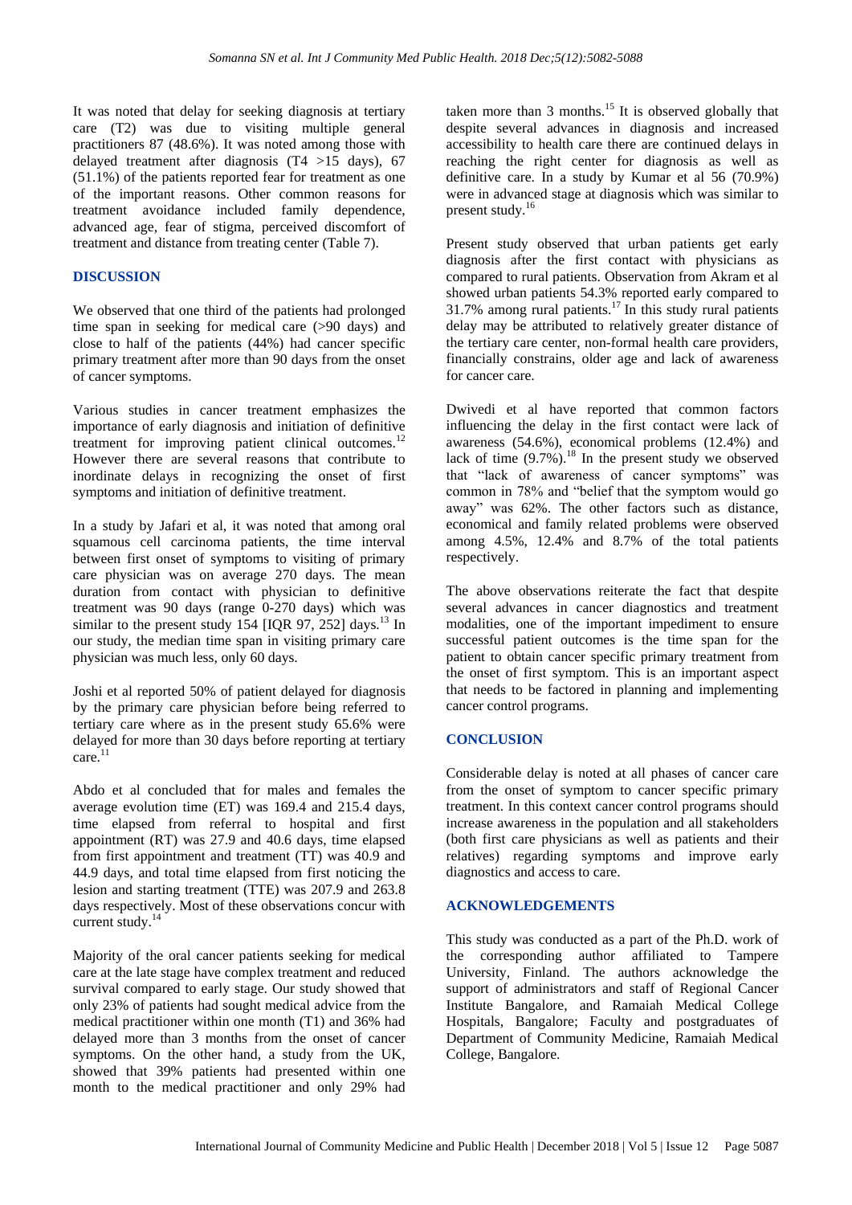It was noted that delay for seeking diagnosis at tertiary care (T2) was due to visiting multiple general practitioners 87 (48.6%). It was noted among those with delayed treatment after diagnosis (T4 >15 days), 67 (51.1%) of the patients reported fear for treatment as one of the important reasons. Other common reasons for treatment avoidance included family dependence, advanced age, fear of stigma, perceived discomfort of treatment and distance from treating center (Table 7).

## DISCUSSION

We observed that one third of the patients had prolonged time span in seeking for medical care (>90 days) and close to half of the patients (44%) had cancer specific primary treatment after more than 90 days from the onset of cancer symptoms.

Various studies in cancer treatment emphasizes the importance of early diagnosis and initiation of definitive treatment for improving patient clinical outcomes.[12] However there are several reasons that contribute to inordinate delays in recognizing the onset of first symptoms and initiation of definitive treatment.

In a study by Jafari et al, it was noted that among oral squamous cell carcinoma patients, the time interval between first onset of symptoms to visiting of primary care physician was on average 270 days. The mean duration from contact with physician to definitive treatment was 90 days (range 0-270 days) which was similar to the present study 154 [IQR 97, 252] days.[13] In our study, the median time span in visiting primary care physician was much less, only 60 days.

Joshi et al reported 50% of patient delayed for diagnosis by the primary care physician before being referred to tertiary care where as in the present study 65.6% were delayed for more than 30 days before reporting at tertiary care.[11]

Abdo et al concluded that for males and females the average evolution time (ET) was 169.4 and 215.4 days, time elapsed from referral to hospital and first appointment (RT) was 27.9 and 40.6 days, time elapsed from first appointment and treatment (TT) was 40.9 and 44.9 days, and total time elapsed from first noticing the lesion and starting treatment (TTE) was 207.9 and 263.8 days respectively. Most of these observations concur with current study.[14]

Majority of the oral cancer patients seeking for medical care at the late stage have complex treatment and reduced survival compared to early stage. Our study showed that only 23% of patients had sought medical advice from the medical practitioner within one month (T1) and 36% had delayed more than 3 months from the onset of cancer symptoms. On the other hand, a study from the UK, showed that 39% patients had presented within one month to the medical practitioner and only 29% had taken more than 3 months.[15] It is observed globally that despite several advances in diagnosis and increased accessibility to health care there are continued delays in reaching the right center for diagnosis as well as definitive care. In a study by Kumar et al 56 (70.9%) were in advanced stage at diagnosis which was similar to present study.[16]

Present study observed that urban patients get early diagnosis after the first contact with physicians as compared to rural patients. Observation from Akram et al showed urban patients 54.3% reported early compared to 31.7% among rural patients.[17] In this study rural patients delay may be attributed to relatively greater distance of the tertiary care center, non-formal health care providers, financially constrains, older age and lack of awareness for cancer care.

Dwivedi et al have reported that common factors influencing the delay in the first contact were lack of awareness (54.6%), economical problems (12.4%) and lack of time (9.7%).[18] In the present study we observed that "lack of awareness of cancer symptoms" was common in 78% and "belief that the symptom would go away" was 62%. The other factors such as distance, economical and family related problems were observed among 4.5%, 12.4% and 8.7% of the total patients respectively.

The above observations reiterate the fact that despite several advances in cancer diagnostics and treatment modalities, one of the important impediment to ensure successful patient outcomes is the time span for the patient to obtain cancer specific primary treatment from the onset of first symptom. This is an important aspect that needs to be factored in planning and implementing cancer control programs.

## CONCLUSION

Considerable delay is noted at all phases of cancer care from the onset of symptom to cancer specific primary treatment. In this context cancer control programs should increase awareness in the population and all stakeholders (both first care physicians as well as patients and their relatives) regarding symptoms and improve early diagnostics and access to care.

## ACKNOWLEDGEMENTS

This study was conducted as a part of the Ph.D. work of the corresponding author affiliated to Tampere University, Finland. The authors acknowledge the support of administrators and staff of Regional Cancer Institute Bangalore, and Ramaiah Medical College Hospitals, Bangalore; Faculty and postgraduates of Department of Community Medicine, Ramaiah Medical College, Bangalore.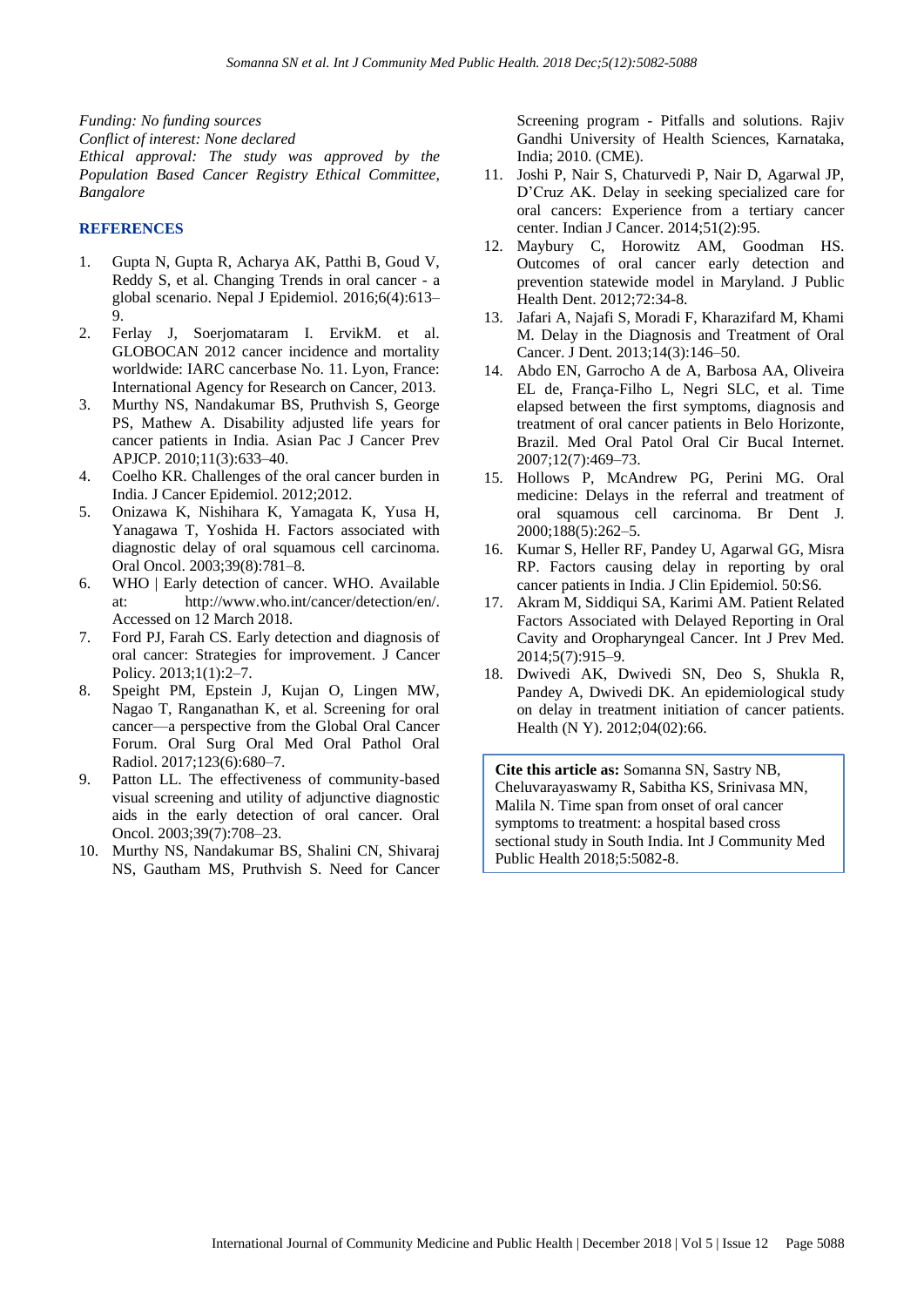*Funding: No funding sources*
*Conflict of interest: None declared*
*Ethical approval: The study was approved by the Population Based Cancer Registry Ethical Committee, Bangalore*

## REFERENCES

1. Gupta N, Gupta R, Acharya AK, Patthi B, Goud V, Reddy S, et al. Changing Trends in oral cancer - a global scenario. Nepal J Epidemiol. 2016;6(4):613–9.
2. Ferlay J, Soerjomataram I. ErvikM. et al. GLOBOCAN 2012 cancer incidence and mortality worldwide: IARC cancerbase No. 11. Lyon, France: International Agency for Research on Cancer, 2013.
3. Murthy NS, Nandakumar BS, Pruthvish S, George PS, Mathew A. Disability adjusted life years for cancer patients in India. Asian Pac J Cancer Prev APJCP. 2010;11(3):633–40.
4. Coelho KR. Challenges of the oral cancer burden in India. J Cancer Epidemiol. 2012;2012.
5. Onizawa K, Nishihara K, Yamagata K, Yusa H, Yanagawa T, Yoshida H. Factors associated with diagnostic delay of oral squamous cell carcinoma. Oral Oncol. 2003;39(8):781–8.
6. WHO | Early detection of cancer. WHO. Available at: http://www.who.int/cancer/detection/en/. Accessed on 12 March 2018.
7. Ford PJ, Farah CS. Early detection and diagnosis of oral cancer: Strategies for improvement. J Cancer Policy. 2013;1(1):2–7.
8. Speight PM, Epstein J, Kujan O, Lingen MW, Nagao T, Ranganathan K, et al. Screening for oral cancer—a perspective from the Global Oral Cancer Forum. Oral Surg Oral Med Oral Pathol Oral Radiol. 2017;123(6):680–7.
9. Patton LL. The effectiveness of community-based visual screening and utility of adjunctive diagnostic aids in the early detection of oral cancer. Oral Oncol. 2003;39(7):708–23.
10. Murthy NS, Nandakumar BS, Shalini CN, Shivaraj NS, Gautham MS, Pruthvish S. Need for Cancer Screening program - Pitfalls and solutions. Rajiv Gandhi University of Health Sciences, Karnataka, India; 2010. (CME).
11. Joshi P, Nair S, Chaturvedi P, Nair D, Agarwal JP, D'Cruz AK. Delay in seeking specialized care for oral cancers: Experience from a tertiary cancer center. Indian J Cancer. 2014;51(2):95.
12. Maybury C, Horowitz AM, Goodman HS. Outcomes of oral cancer early detection and prevention statewide model in Maryland. J Public Health Dent. 2012;72:34-8.
13. Jafari A, Najafi S, Moradi F, Kharazifard M, Khami M. Delay in the Diagnosis and Treatment of Oral Cancer. J Dent. 2013;14(3):146–50.
14. Abdo EN, Garrocho A de A, Barbosa AA, Oliveira EL de, França-Filho L, Negri SLC, et al. Time elapsed between the first symptoms, diagnosis and treatment of oral cancer patients in Belo Horizonte, Brazil. Med Oral Patol Oral Cir Bucal Internet. 2007;12(7):469–73.
15. Hollows P, McAndrew PG, Perini MG. Oral medicine: Delays in the referral and treatment of oral squamous cell carcinoma. Br Dent J. 2000;188(5):262–5.
16. Kumar S, Heller RF, Pandey U, Agarwal GG, Misra RP. Factors causing delay in reporting by oral cancer patients in India. J Clin Epidemiol. 50:S6.
17. Akram M, Siddiqui SA, Karimi AM. Patient Related Factors Associated with Delayed Reporting in Oral Cavity and Oropharyngeal Cancer. Int J Prev Med. 2014;5(7):915–9.
18. Dwivedi AK, Dwivedi SN, Deo S, Shukla R, Pandey A, Dwivedi DK. An epidemiological study on delay in treatment initiation of cancer patients. Health (N Y). 2012;04(02):66.

**Cite this article as:** Somanna SN, Sastry NB, Cheluvarayaswamy R, Sabitha KS, Srinivasa MN, Malila N. Time span from onset of oral cancer symptoms to treatment: a hospital based cross sectional study in South India. Int J Community Med Public Health 2018;5:5082-8.